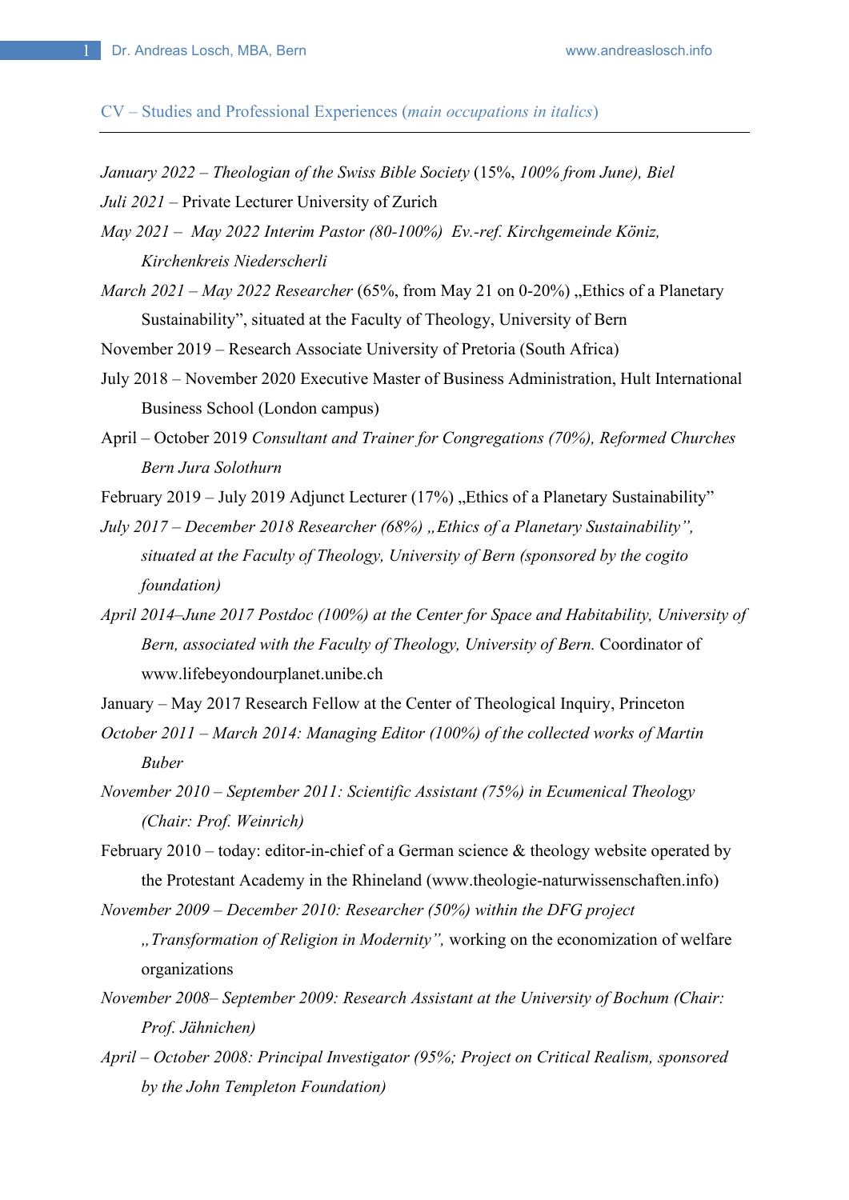## CV – Studies and Professional Experiences (*main occupations in italics*)

*January 2022 – Theologian of the Swiss Bible Society* (15%, *100% from June), Biel*

*Juli 2021* – Private Lecturer University of Zurich

*May 2021 – May 2022 Interim Pastor (80-100%) Ev.-ref. Kirchgemeinde Köniz, Kirchenkreis Niederscherli*

*March 2021 – May 2022 Researcher* (65%, from May 21 on 0-20%) „Ethics of a Planetary Sustainability", situated at the Faculty of Theology, University of Bern

November 2019 – Research Associate University of Pretoria (South Africa)

July 2018 – November 2020 Executive Master of Business Administration, Hult International Business School (London campus)

April – October 2019 *Consultant and Trainer for Congregations (70%), Reformed Churches Bern Jura Solothurn*

February 2019 – July 2019 Adjunct Lecturer (17%) „Ethics of a Planetary Sustainability"

*July 2017 – December 2018 Researcher (68%) „Ethics of a Planetary Sustainability", situated at the Faculty of Theology, University of Bern (sponsored by the cogito foundation)*

*April 2014–June 2017 Postdoc (100%) at the Center for Space and Habitability, University of Bern, associated with the Faculty of Theology, University of Bern.* Coordinator of www.lifebeyondourplanet.unibe.ch

January – May 2017 Research Fellow at the Center of Theological Inquiry, Princeton

*October 2011 – March 2014: Managing Editor (100%) of the collected works of Martin Buber*

*November 2010 – September 2011: Scientific Assistant (75%) in Ecumenical Theology (Chair: Prof. Weinrich)*

February 2010 – today: editor-in-chief of a German science & theology website operated by the Protestant Academy in the Rhineland (www.theologie-naturwissenschaften.info)

*November 2009 – December 2010: Researcher (50%) within the DFG project „Transformation of Religion in Modernity",* working on the economization of welfare organizations

*November 2008– September 2009: Research Assistant at the University of Bochum (Chair: Prof. Jähnichen)*

*April – October 2008: Principal Investigator (95%; Project on Critical Realism, sponsored by the John Templeton Foundation)*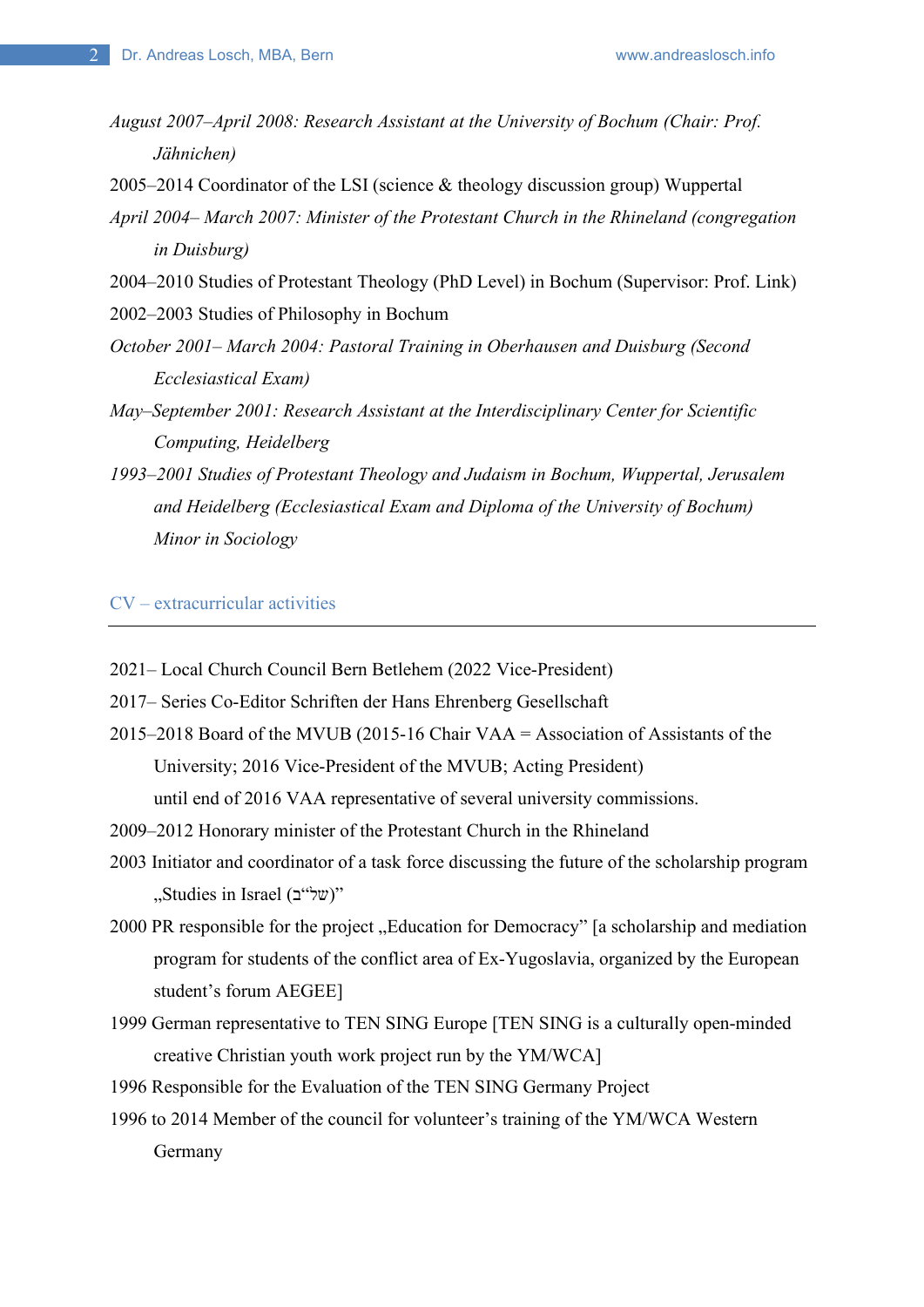*August 2007–April 2008: Research Assistant at the University of Bochum (Chair: Prof. Jähnichen)*

2005–2014 Coordinator of the LSI (science & theology discussion group) Wuppertal

*April 2004– March 2007: Minister of the Protestant Church in the Rhineland (congregation in Duisburg)*

2004–2010 Studies of Protestant Theology (PhD Level) in Bochum (Supervisor: Prof. Link)

2002–2003 Studies of Philosophy in Bochum

*October 2001– March 2004: Pastoral Training in Oberhausen and Duisburg (Second Ecclesiastical Exam)*

*May–September 2001: Research Assistant at the Interdisciplinary Center for Scientific Computing, Heidelberg*

*1993–2001 Studies of Protestant Theology and Judaism in Bochum, Wuppertal, Jerusalem and Heidelberg (Ecclesiastical Exam and Diploma of the University of Bochum) Minor in Sociology*

## CV – extracurricular activities

2021– Local Church Council Bern Betlehem (2022 Vice-President)

2017– Series Co-Editor Schriften der Hans Ehrenberg Gesellschaft

2015–2018 Board of the MVUB (2015-16 Chair VAA = Association of Assistants of the University; 2016 Vice-President of the MVUB; Acting President)
until end of 2016 VAA representative of several university commissions.

2009–2012 Honorary minister of the Protestant Church in the Rhineland

2003 Initiator and coordinator of a task force discussing the future of the scholarship program „Studies in Israel (של"ב)"

2000 PR responsible for the project „Education for Democracy" [a scholarship and mediation program for students of the conflict area of Ex-Yugoslavia, organized by the European student's forum AEGEE]

1999 German representative to TEN SING Europe [TEN SING is a culturally open-minded creative Christian youth work project run by the YM/WCA]

1996 Responsible for the Evaluation of the TEN SING Germany Project

1996 to 2014 Member of the council for volunteer's training of the YM/WCA Western Germany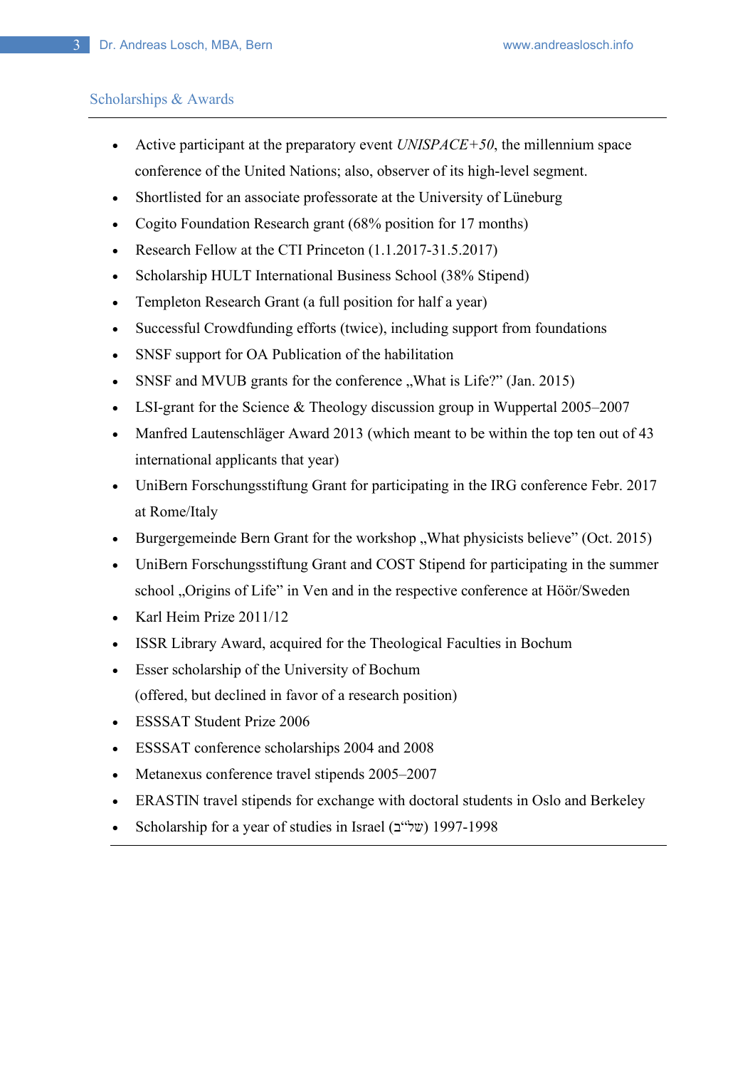## Scholarships & Awards

- Active participant at the preparatory event *UNISPACE+50*, the millennium space conference of the United Nations; also, observer of its high-level segment.
- Shortlisted for an associate professorate at the University of Lüneburg
- Cogito Foundation Research grant (68% position for 17 months)
- Research Fellow at the CTI Princeton (1.1.2017-31.5.2017)
- Scholarship HULT International Business School (38% Stipend)
- Templeton Research Grant (a full position for half a year)
- Successful Crowdfunding efforts (twice), including support from foundations
- SNSF support for OA Publication of the habilitation
- SNSF and MVUB grants for the conference „What is Life?" (Jan. 2015)
- LSI-grant for the Science & Theology discussion group in Wuppertal 2005–2007
- Manfred Lautenschläger Award 2013 (which meant to be within the top ten out of 43 international applicants that year)
- UniBern Forschungsstiftung Grant for participating in the IRG conference Febr. 2017 at Rome/Italy
- Burgergemeinde Bern Grant for the workshop „What physicists believe" (Oct. 2015)
- UniBern Forschungsstiftung Grant and COST Stipend for participating in the summer school „Origins of Life" in Ven and in the respective conference at Höör/Sweden
- Karl Heim Prize 2011/12
- ISSR Library Award, acquired for the Theological Faculties in Bochum
- Esser scholarship of the University of Bochum
  (offered, but declined in favor of a research position)
- ESSSAT Student Prize 2006
- ESSSAT conference scholarships 2004 and 2008
- Metanexus conference travel stipends 2005–2007
- ERASTIN travel stipends for exchange with doctoral students in Oslo and Berkeley
- Scholarship for a year of studies in Israel (תשנ"ח) 1997-1998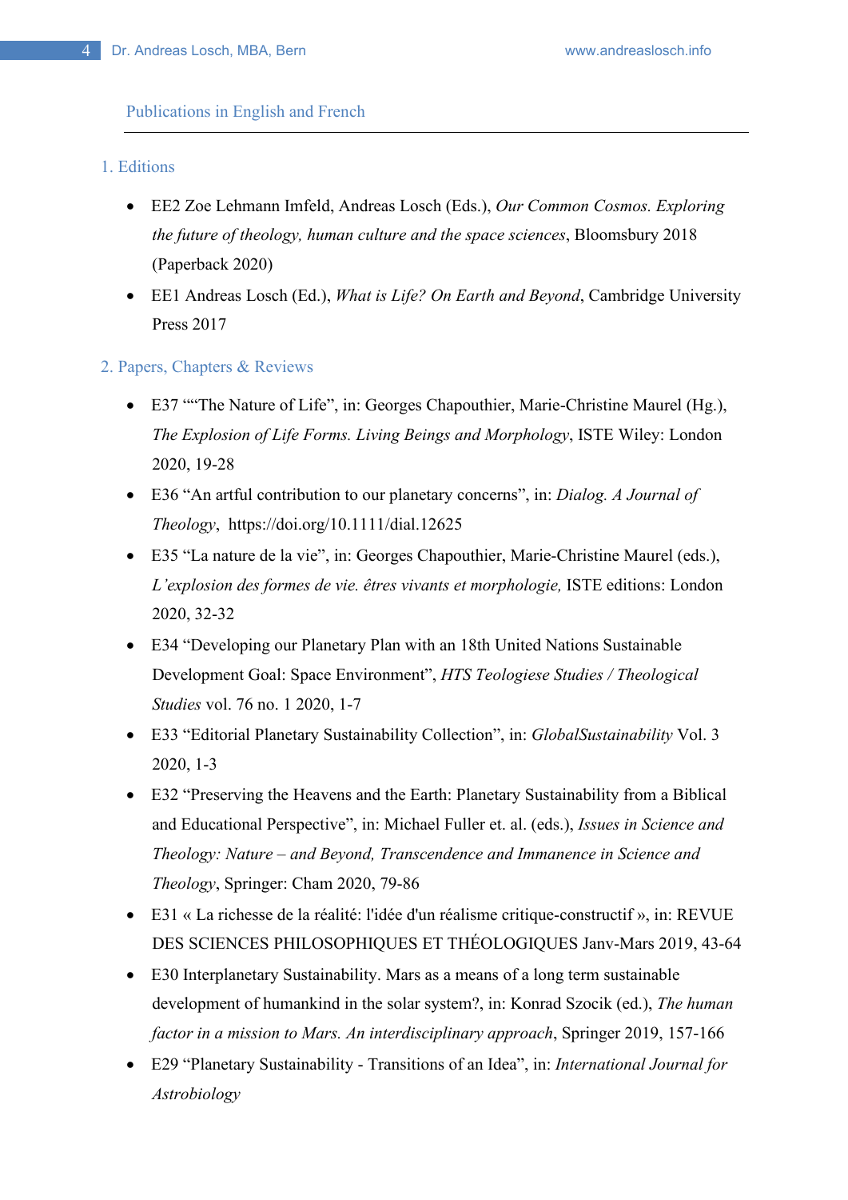## Publications in English and French

### 1. Editions

- EE2 Zoe Lehmann Imfeld, Andreas Losch (Eds.), *Our Common Cosmos. Exploring the future of theology, human culture and the space sciences*, Bloomsbury 2018 (Paperback 2020)
- EE1 Andreas Losch (Ed.), *What is Life? On Earth and Beyond*, Cambridge University Press 2017

### 2. Papers, Chapters & Reviews

- E37 ""The Nature of Life", in: Georges Chapouthier, Marie-Christine Maurel (Hg.), *The Explosion of Life Forms. Living Beings and Morphology*, ISTE Wiley: London 2020, 19-28
- E36 "An artful contribution to our planetary concerns", in: *Dialog. A Journal of Theology*, https://doi.org/10.1111/dial.12625
- E35 "La nature de la vie", in: Georges Chapouthier, Marie-Christine Maurel (eds.), *L'explosion des formes de vie. êtres vivants et morphologie,* ISTE editions: London 2020, 32-32
- E34 "Developing our Planetary Plan with an 18th United Nations Sustainable Development Goal: Space Environment", *HTS Teologiese Studies / Theological Studies* vol. 76 no. 1 2020, 1-7
- E33 "Editorial Planetary Sustainability Collection", in: *GlobalSustainability* Vol. 3 2020, 1-3
- E32 "Preserving the Heavens and the Earth: Planetary Sustainability from a Biblical and Educational Perspective", in: Michael Fuller et. al. (eds.), *Issues in Science and Theology: Nature – and Beyond, Transcendence and Immanence in Science and Theology*, Springer: Cham 2020, 79-86
- E31 « La richesse de la réalité: l'idée d'un réalisme critique-constructif », in: REVUE DES SCIENCES PHILOSOPHIQUES ET THÉOLOGIQUES Janv-Mars 2019, 43-64
- E30 Interplanetary Sustainability. Mars as a means of a long term sustainable development of humankind in the solar system?, in: Konrad Szocik (ed.), *The human factor in a mission to Mars. An interdisciplinary approach*, Springer 2019, 157-166
- E29 "Planetary Sustainability - Transitions of an Idea", in: *International Journal for Astrobiology*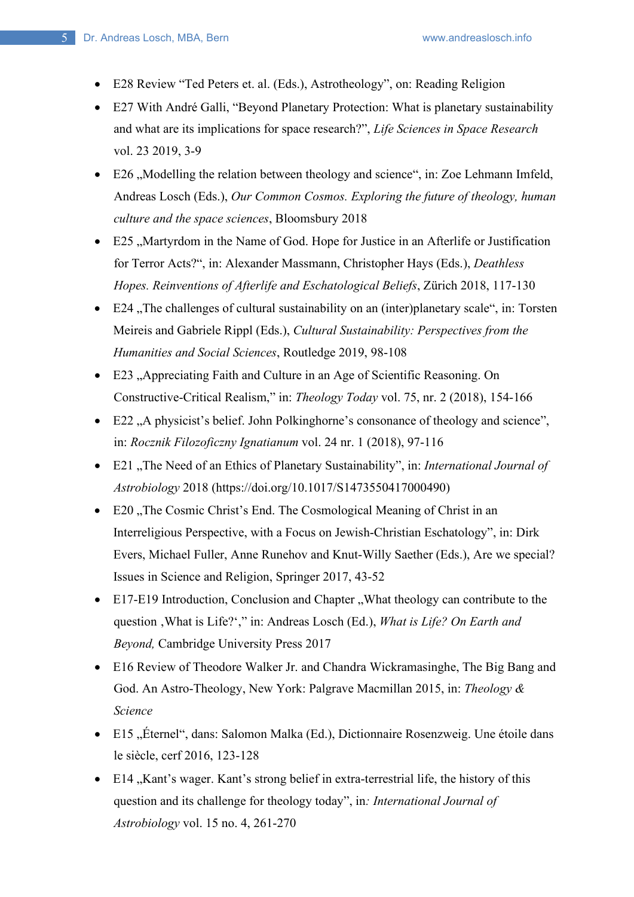- E28 Review “Ted Peters et. al. (Eds.), Astrotheology”, on: Reading Religion
- E27 With André Galli, “Beyond Planetary Protection: What is planetary sustainability and what are its implications for space research?”, *Life Sciences in Space Research* vol. 23 2019, 3-9
- E26 „Modelling the relation between theology and science“, in: Zoe Lehmann Imfeld, Andreas Losch (Eds.), *Our Common Cosmos. Exploring the future of theology, human culture and the space sciences*, Bloomsbury 2018
- E25 „Martyrdom in the Name of God. Hope for Justice in an Afterlife or Justification for Terror Acts?“, in: Alexander Massmann, Christopher Hays (Eds.), *Deathless Hopes. Reinventions of Afterlife and Eschatological Beliefs*, Zürich 2018, 117-130
- E24 „The challenges of cultural sustainability on an (inter)planetary scale“, in: Torsten Meireis and Gabriele Rippl (Eds.), *Cultural Sustainability: Perspectives from the Humanities and Social Sciences*, Routledge 2019, 98-108
- E23 „Appreciating Faith and Culture in an Age of Scientific Reasoning. On Constructive-Critical Realism,” in: *Theology Today* vol. 75, nr. 2 (2018), 154-166
- E22 „A physicist’s belief. John Polkinghorne’s consonance of theology and science”, in: *Rocznik Filozoficzny Ignatianum* vol. 24 nr. 1 (2018), 97-116
- E21 „The Need of an Ethics of Planetary Sustainability”, in: *International Journal of Astrobiology* 2018 (https://doi.org/10.1017/S1473550417000490)
- E20 „The Cosmic Christ’s End. The Cosmological Meaning of Christ in an Interreligious Perspective, with a Focus on Jewish-Christian Eschatology”, in: Dirk Evers, Michael Fuller, Anne Runehov and Knut-Willy Saether (Eds.), Are we special? Issues in Science and Religion, Springer 2017, 43-52
- E17-E19 Introduction, Conclusion and Chapter „What theology can contribute to the question ‚What is Life?‘,” in: Andreas Losch (Ed.), *What is Life? On Earth and Beyond,* Cambridge University Press 2017
- E16 Review of Theodore Walker Jr. and Chandra Wickramasinghe, The Big Bang and God. An Astro-Theology, New York: Palgrave Macmillan 2015, in: *Theology & Science*
- E15 „Éternel“, dans: Salomon Malka (Ed.), Dictionnaire Rosenzweig. Une étoile dans le siècle, cerf 2016, 123-128
- E14 „Kant’s wager. Kant’s strong belief in extra-terrestrial life, the history of this question and its challenge for theology today”, in*: International Journal of Astrobiology* vol. 15 no. 4, 261-270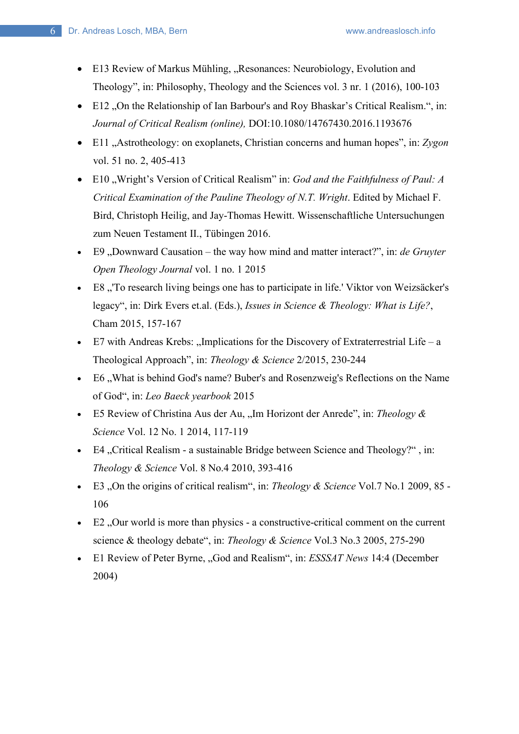- E13 Review of Markus Mühling, „Resonances: Neurobiology, Evolution and Theology", in: Philosophy, Theology and the Sciences vol. 3 nr. 1 (2016), 100-103
- E12 „On the Relationship of Ian Barbour's and Roy Bhaskar's Critical Realism.", in: *Journal of Critical Realism (online),* DOI:10.1080/14767430.2016.1193676
- E11 „Astrotheology: on exoplanets, Christian concerns and human hopes", in: *Zygon* vol. 51 no. 2, 405-413
- E10 „Wright's Version of Critical Realism" in: *God and the Faithfulness of Paul: A Critical Examination of the Pauline Theology of N.T. Wright*. Edited by Michael F. Bird, Christoph Heilig, and Jay-Thomas Hewitt. Wissenschaftliche Untersuchungen zum Neuen Testament II., Tübingen 2016.
- E9 „Downward Causation – the way how mind and matter interact?", in: *de Gruyter Open Theology Journal* vol. 1 no. 1 2015
- E8 „'To research living beings one has to participate in life.' Viktor von Weizsäcker's legacy", in: Dirk Evers et.al. (Eds.), *Issues in Science & Theology: What is Life?*, Cham 2015, 157-167
- E7 with Andreas Krebs: „Implications for the Discovery of Extraterrestrial Life – a Theological Approach", in: *Theology & Science* 2/2015, 230-244
- E6 „What is behind God's name? Buber's and Rosenzweig's Reflections on the Name of God", in: *Leo Baeck yearbook* 2015
- E5 Review of Christina Aus der Au, „Im Horizont der Anrede", in: *Theology & Science* Vol. 12 No. 1 2014, 117-119
- E4 „Critical Realism - a sustainable Bridge between Science and Theology?" , in: *Theology & Science* Vol. 8 No.4 2010, 393-416
- E3 „On the origins of critical realism", in: *Theology & Science* Vol.7 No.1 2009, 85 - 106
- E2 „Our world is more than physics - a constructive-critical comment on the current science & theology debate", in: *Theology & Science* Vol.3 No.3 2005, 275-290
- E1 Review of Peter Byrne, „God and Realism", in: *ESSSAT News* 14:4 (December 2004)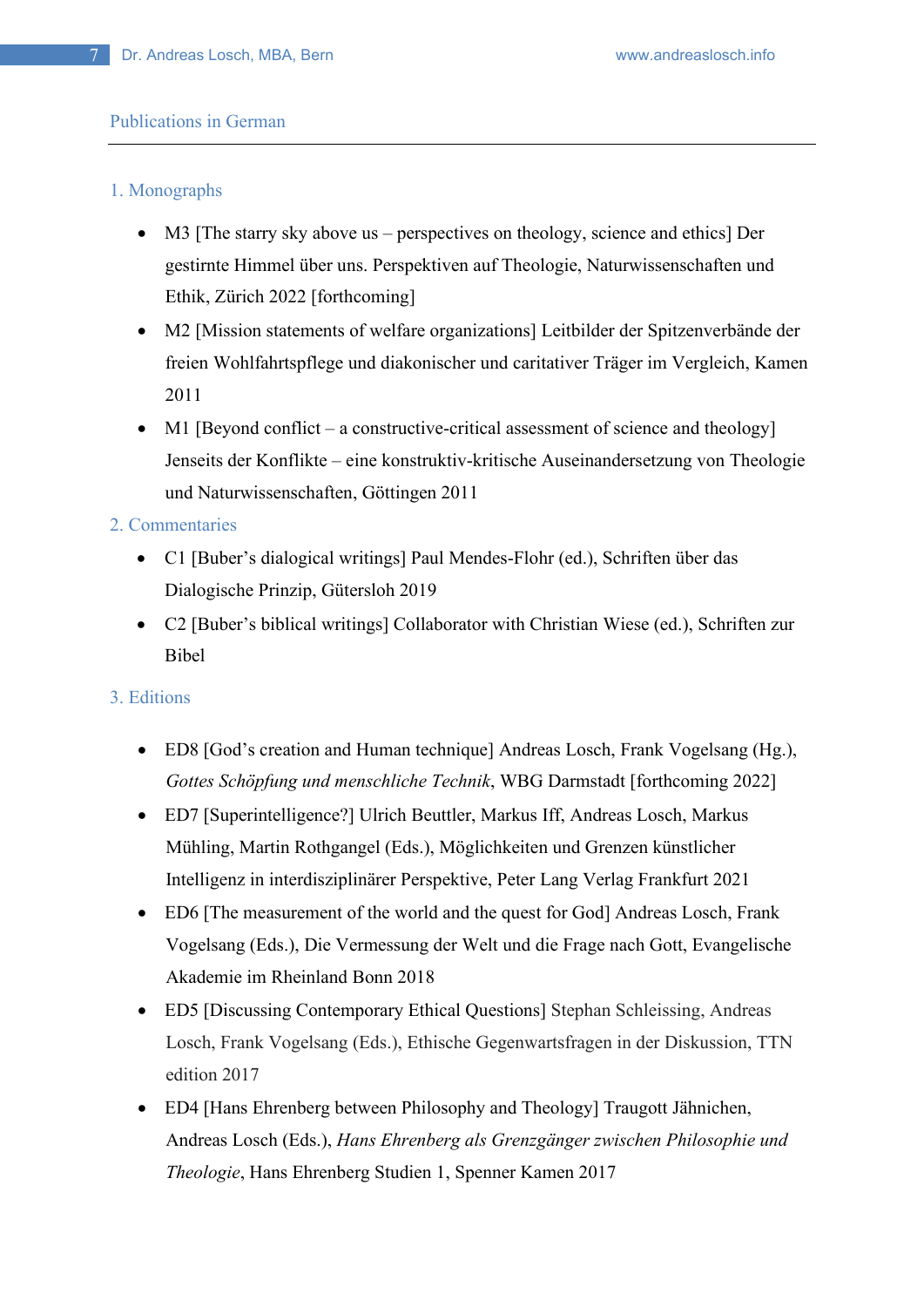## Publications in German

### 1. Monographs

- M3 [The starry sky above us – perspectives on theology, science and ethics] Der gestirnte Himmel über uns. Perspektiven auf Theologie, Naturwissenschaften und Ethik, Zürich 2022 [forthcoming]
- M2 [Mission statements of welfare organizations] Leitbilder der Spitzenverbände der freien Wohlfahrtspflege und diakonischer und caritativer Träger im Vergleich, Kamen 2011
- M1 [Beyond conflict – a constructive-critical assessment of science and theology] Jenseits der Konflikte – eine konstruktiv-kritische Auseinandersetzung von Theologie und Naturwissenschaften, Göttingen 2011

### 2. Commentaries

- C1 [Buber's dialogical writings] Paul Mendes-Flohr (ed.), Schriften über das Dialogische Prinzip, Gütersloh 2019
- C2 [Buber's biblical writings] Collaborator with Christian Wiese (ed.), Schriften zur Bibel

### 3. Editions

- ED8 [God's creation and Human technique] Andreas Losch, Frank Vogelsang (Hg.), *Gottes Schöpfung und menschliche Technik*, WBG Darmstadt [forthcoming 2022]
- ED7 [Superintelligence?] Ulrich Beuttler, Markus Iff, Andreas Losch, Markus Mühling, Martin Rothgangel (Eds.), Möglichkeiten und Grenzen künstlicher Intelligenz in interdisziplinärer Perspektive, Peter Lang Verlag Frankfurt 2021
- ED6 [The measurement of the world and the quest for God] Andreas Losch, Frank Vogelsang (Eds.), Die Vermessung der Welt und die Frage nach Gott, Evangelische Akademie im Rheinland Bonn 2018
- ED5 [Discussing Contemporary Ethical Questions] Stephan Schleissing, Andreas Losch, Frank Vogelsang (Eds.), Ethische Gegenwartsfragen in der Diskussion, TTN edition 2017
- ED4 [Hans Ehrenberg between Philosophy and Theology] Traugott Jähnichen, Andreas Losch (Eds.), *Hans Ehrenberg als Grenzgänger zwischen Philosophie und Theologie*, Hans Ehrenberg Studien 1, Spenner Kamen 2017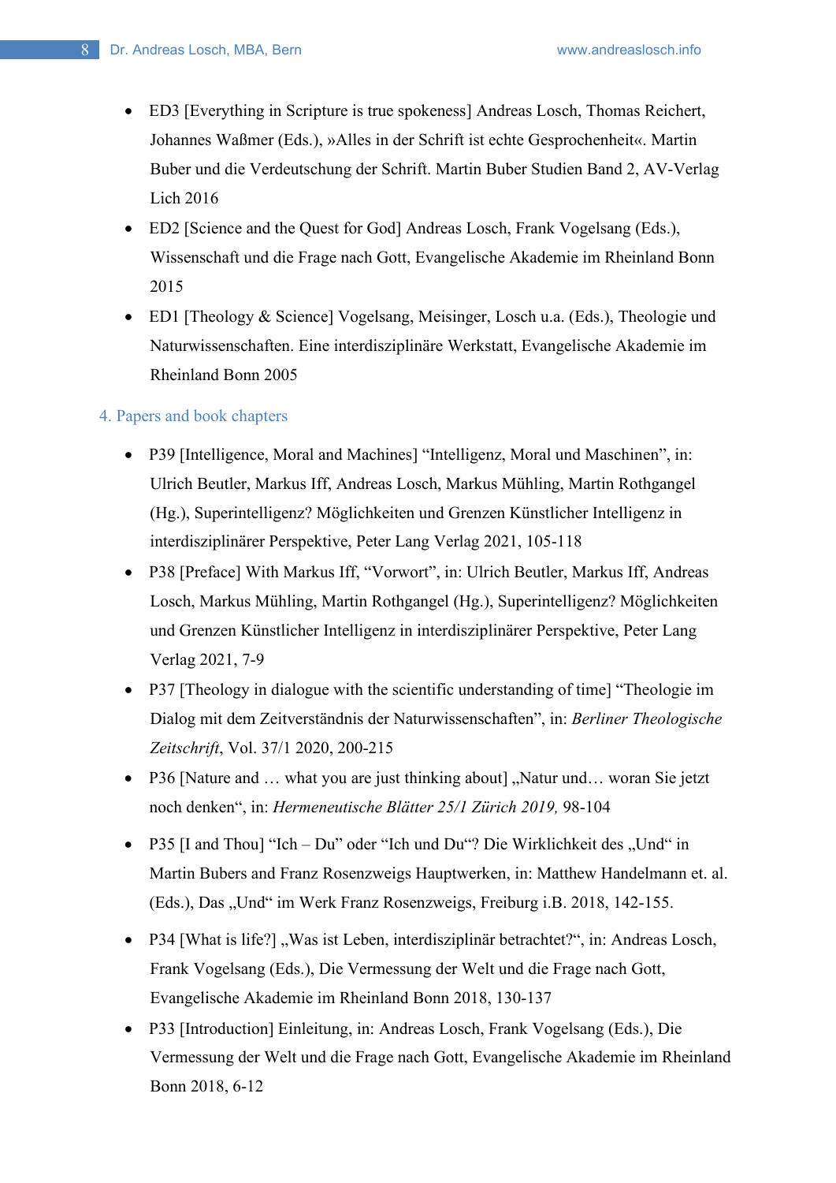- ED3 [Everything in Scripture is true spokeness] Andreas Losch, Thomas Reichert, Johannes Waßmer (Eds.), »Alles in der Schrift ist echte Gesprochenheit«. Martin Buber und die Verdeutschung der Schrift. Martin Buber Studien Band 2, AV-Verlag Lich 2016
- ED2 [Science and the Quest for God] Andreas Losch, Frank Vogelsang (Eds.), Wissenschaft und die Frage nach Gott, Evangelische Akademie im Rheinland Bonn 2015
- ED1 [Theology & Science] Vogelsang, Meisinger, Losch u.a. (Eds.), Theologie und Naturwissenschaften. Eine interdisziplinäre Werkstatt, Evangelische Akademie im Rheinland Bonn 2005

## 4. Papers and book chapters

- P39 [Intelligence, Moral and Machines] "Intelligenz, Moral und Maschinen", in: Ulrich Beutler, Markus Iff, Andreas Losch, Markus Mühling, Martin Rothgangel (Hg.), Superintelligenz? Möglichkeiten und Grenzen Künstlicher Intelligenz in interdisziplinärer Perspektive, Peter Lang Verlag 2021, 105-118
- P38 [Preface] With Markus Iff, "Vorwort", in: Ulrich Beutler, Markus Iff, Andreas Losch, Markus Mühling, Martin Rothgangel (Hg.), Superintelligenz? Möglichkeiten und Grenzen Künstlicher Intelligenz in interdisziplinärer Perspektive, Peter Lang Verlag 2021, 7-9
- P37 [Theology in dialogue with the scientific understanding of time] "Theologie im Dialog mit dem Zeitverständnis der Naturwissenschaften", in: *Berliner Theologische Zeitschrift*, Vol. 37/1 2020, 200-215
- P36 [Nature and … what you are just thinking about] „Natur und… woran Sie jetzt noch denken", in: *Hermeneutische Blätter 25/1 Zürich 2019,* 98-104
- P35 [I and Thou] "Ich – Du" oder "Ich und Du"? Die Wirklichkeit des „Und" in Martin Bubers and Franz Rosenzweigs Hauptwerken, in: Matthew Handelmann et. al. (Eds.), Das „Und" im Werk Franz Rosenzweigs, Freiburg i.B. 2018, 142-155.
- P34 [What is life?] „Was ist Leben, interdisziplinär betrachtet?", in: Andreas Losch, Frank Vogelsang (Eds.), Die Vermessung der Welt und die Frage nach Gott, Evangelische Akademie im Rheinland Bonn 2018, 130-137
- P33 [Introduction] Einleitung, in: Andreas Losch, Frank Vogelsang (Eds.), Die Vermessung der Welt und die Frage nach Gott, Evangelische Akademie im Rheinland Bonn 2018, 6-12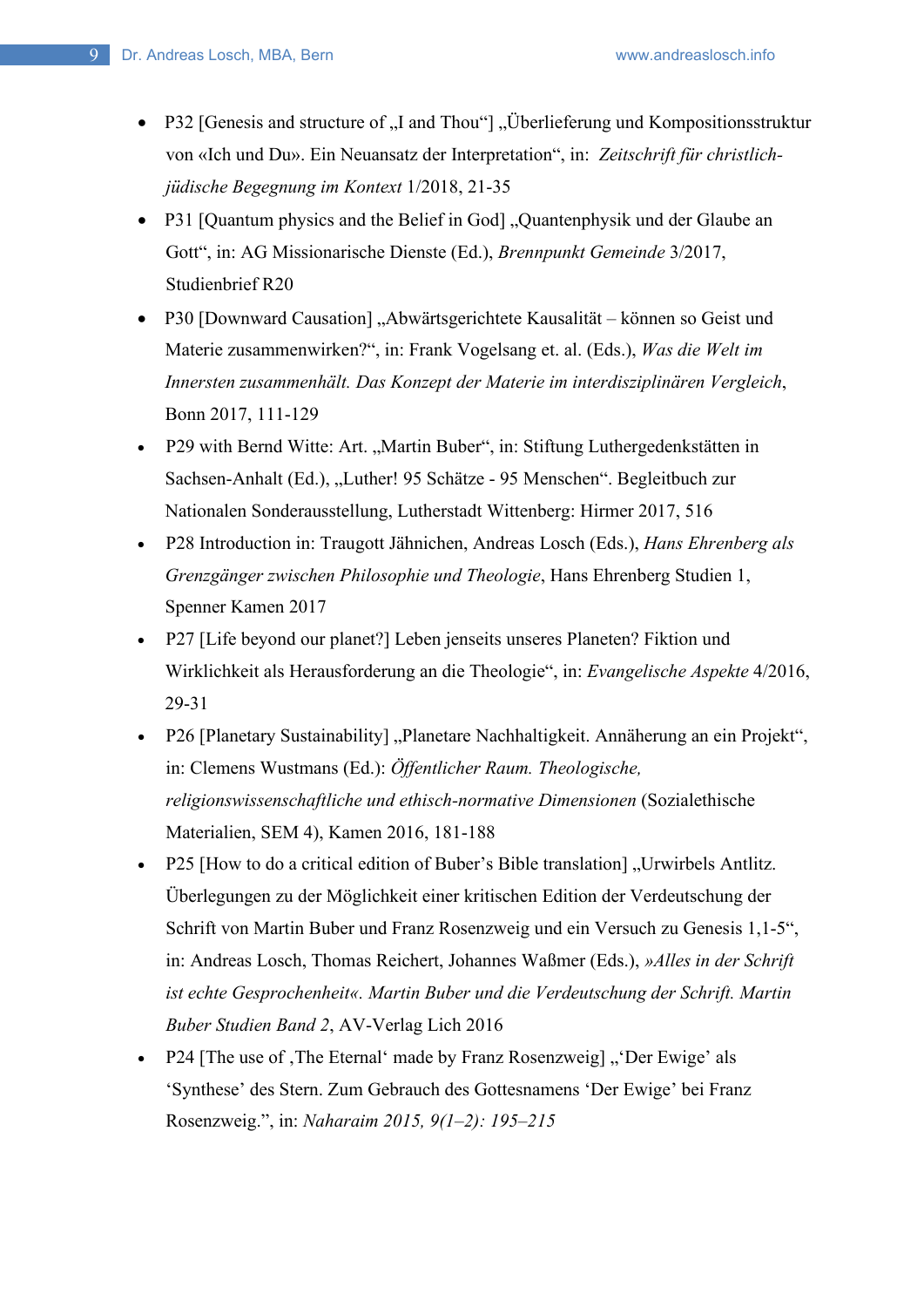- P32 [Genesis and structure of „I and Thou"] „Überlieferung und Kompositionsstruktur von «Ich und Du». Ein Neuansatz der Interpretation", in: *Zeitschrift für christlich-jüdische Begegnung im Kontext* 1/2018, 21-35
- P31 [Quantum physics and the Belief in God] „Quantenphysik und der Glaube an Gott", in: AG Missionarische Dienste (Ed.), *Brennpunkt Gemeinde* 3/2017, Studienbrief R20
- P30 [Downward Causation] „Abwärtsgerichtete Kausalität – können so Geist und Materie zusammenwirken?", in: Frank Vogelsang et. al. (Eds.), *Was die Welt im Innersten zusammenhält. Das Konzept der Materie im interdisziplinären Vergleich*, Bonn 2017, 111-129
- P29 with Bernd Witte: Art. „Martin Buber", in: Stiftung Luthergedenkstätten in Sachsen-Anhalt (Ed.), „Luther! 95 Schätze - 95 Menschen". Begleitbuch zur Nationalen Sonderausstellung, Lutherstadt Wittenberg: Hirmer 2017, 516
- P28 Introduction in: Traugott Jähnichen, Andreas Losch (Eds.), *Hans Ehrenberg als Grenzgänger zwischen Philosophie und Theologie*, Hans Ehrenberg Studien 1, Spenner Kamen 2017
- P27 [Life beyond our planet?] Leben jenseits unseres Planeten? Fiktion und Wirklichkeit als Herausforderung an die Theologie", in: *Evangelische Aspekte* 4/2016, 29-31
- P26 [Planetary Sustainability] „Planetare Nachhaltigkeit. Annäherung an ein Projekt", in: Clemens Wustmans (Ed.): *Öffentlicher Raum. Theologische, religionswissenschaftliche und ethisch-normative Dimensionen* (Sozialethische Materialien, SEM 4), Kamen 2016, 181-188
- P25 [How to do a critical edition of Buber's Bible translation] „Urwirbels Antlitz. Überlegungen zu der Möglichkeit einer kritischen Edition der Verdeutschung der Schrift von Martin Buber und Franz Rosenzweig und ein Versuch zu Genesis 1,1-5", in: Andreas Losch, Thomas Reichert, Johannes Waßmer (Eds.), *»Alles in der Schrift ist echte Gesprochenheit«. Martin Buber und die Verdeutschung der Schrift. Martin Buber Studien Band 2*, AV-Verlag Lich 2016
- P24 [The use of ‚The Eternal' made by Franz Rosenzweig] „'Der Ewige' als 'Synthese' des Stern. Zum Gebrauch des Gottesnamens 'Der Ewige' bei Franz Rosenzweig.", in: *Naharaim 2015, 9(1–2): 195–215*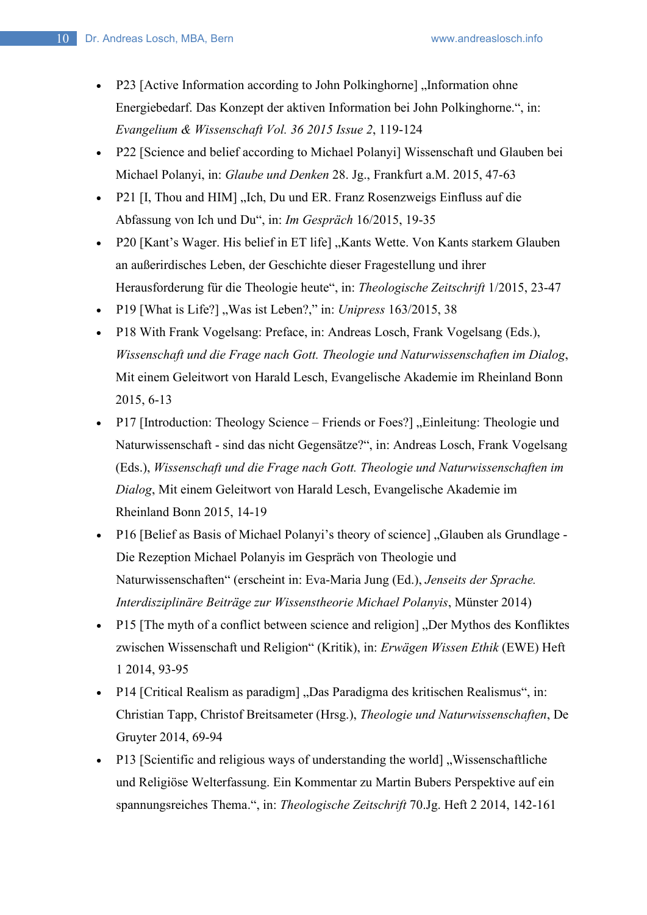- P23 [Active Information according to John Polkinghorne] „Information ohne Energiebedarf. Das Konzept der aktiven Information bei John Polkinghorne.“, in: *Evangelium & Wissenschaft Vol. 36 2015 Issue 2*, 119-124
- P22 [Science and belief according to Michael Polanyi] Wissenschaft und Glauben bei Michael Polanyi, in: *Glaube und Denken* 28. Jg., Frankfurt a.M. 2015, 47-63
- P21 [I, Thou and HIM] „Ich, Du und ER. Franz Rosenzweigs Einfluss auf die Abfassung von Ich und Du“, in: *Im Gespräch* 16/2015, 19-35
- P20 [Kant’s Wager. His belief in ET life] „Kants Wette. Von Kants starkem Glauben an außerirdisches Leben, der Geschichte dieser Fragestellung und ihrer Herausforderung für die Theologie heute“, in: *Theologische Zeitschrift* 1/2015, 23-47
- P19 [What is Life?] „Was ist Leben?,“ in: *Unipress* 163/2015, 38
- P18 With Frank Vogelsang: Preface, in: Andreas Losch, Frank Vogelsang (Eds.), *Wissenschaft und die Frage nach Gott. Theologie und Naturwissenschaften im Dialog*, Mit einem Geleitwort von Harald Lesch, Evangelische Akademie im Rheinland Bonn 2015, 6-13
- P17 [Introduction: Theology Science – Friends or Foes?] „Einleitung: Theologie und Naturwissenschaft - sind das nicht Gegensätze?“, in: Andreas Losch, Frank Vogelsang (Eds.), *Wissenschaft und die Frage nach Gott. Theologie und Naturwissenschaften im Dialog*, Mit einem Geleitwort von Harald Lesch, Evangelische Akademie im Rheinland Bonn 2015, 14-19
- P16 [Belief as Basis of Michael Polanyi’s theory of science] „Glauben als Grundlage - Die Rezeption Michael Polanyis im Gespräch von Theologie und Naturwissenschaften“ (erscheint in: Eva-Maria Jung (Ed.), *Jenseits der Sprache. Interdisziplinäre Beiträge zur Wissenstheorie Michael Polanyis*, Münster 2014)
- P15 [The myth of a conflict between science and religion] „Der Mythos des Konfliktes zwischen Wissenschaft und Religion“ (Kritik), in: *Erwägen Wissen Ethik* (EWE) Heft 1 2014, 93-95
- P14 [Critical Realism as paradigm] „Das Paradigma des kritischen Realismus“, in: Christian Tapp, Christof Breitsameter (Hrsg.), *Theologie und Naturwissenschaften*, De Gruyter 2014, 69-94
- P13 [Scientific and religious ways of understanding the world] „Wissenschaftliche und Religiöse Welterfassung. Ein Kommentar zu Martin Bubers Perspektive auf ein spannungsreiches Thema.“, in: *Theologische Zeitschrift* 70.Jg. Heft 2 2014, 142-161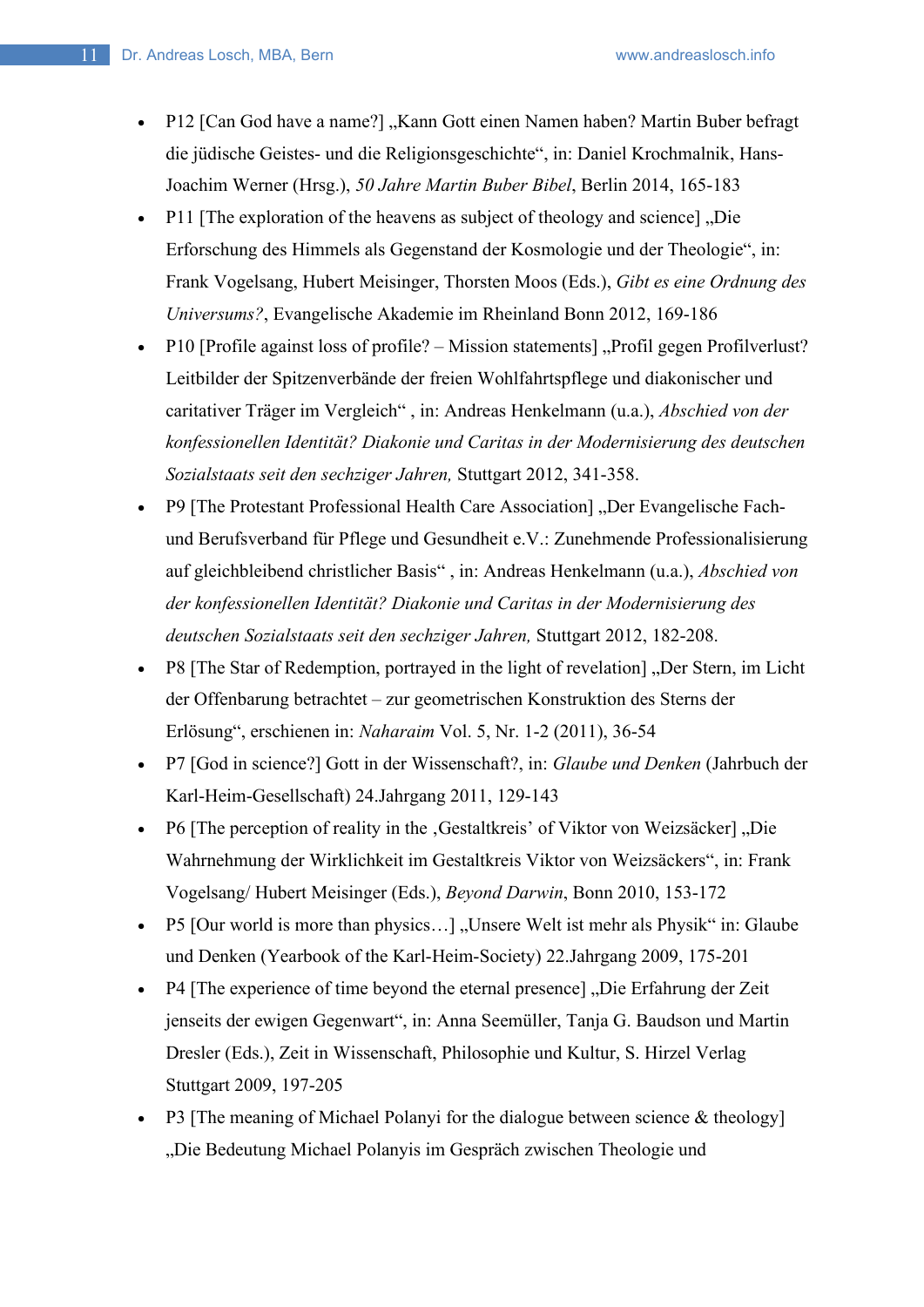- P12 [Can God have a name?] „Kann Gott einen Namen haben? Martin Buber befragt die jüdische Geistes- und die Religionsgeschichte“, in: Daniel Krochmalnik, Hans-Joachim Werner (Hrsg.), *50 Jahre Martin Buber Bibel*, Berlin 2014, 165-183
- P11 [The exploration of the heavens as subject of theology and science] „Die Erforschung des Himmels als Gegenstand der Kosmologie und der Theologie“, in: Frank Vogelsang, Hubert Meisinger, Thorsten Moos (Eds.), *Gibt es eine Ordnung des Universums?*, Evangelische Akademie im Rheinland Bonn 2012, 169-186
- P10 [Profile against loss of profile? – Mission statements] „Profil gegen Profilverlust? Leitbilder der Spitzenverbände der freien Wohlfahrtspflege und diakonischer und caritativer Träger im Vergleich“ , in: Andreas Henkelmann (u.a.), *Abschied von der konfessionellen Identität? Diakonie und Caritas in der Modernisierung des deutschen Sozialstaats seit den sechziger Jahren,* Stuttgart 2012, 341-358.
- P9 [The Protestant Professional Health Care Association] „Der Evangelische Fach- und Berufsverband für Pflege und Gesundheit e.V.: Zunehmende Professionalisierung auf gleichbleibend christlicher Basis“ , in: Andreas Henkelmann (u.a.), *Abschied von der konfessionellen Identität? Diakonie und Caritas in der Modernisierung des deutschen Sozialstaats seit den sechziger Jahren,* Stuttgart 2012, 182-208.
- P8 [The Star of Redemption, portrayed in the light of revelation] „Der Stern, im Licht der Offenbarung betrachtet – zur geometrischen Konstruktion des Sterns der Erlösung“, erschienen in: *Naharaim* Vol. 5, Nr. 1-2 (2011), 36-54
- P7 [God in science?] Gott in der Wissenschaft?, in: *Glaube und Denken* (Jahrbuch der Karl-Heim-Gesellschaft) 24.Jahrgang 2011, 129-143
- P6 [The perception of reality in the ‚Gestaltkreis' of Viktor von Weizsäcker] „Die Wahrnehmung der Wirklichkeit im Gestaltkreis Viktor von Weizsäckers“, in: Frank Vogelsang/ Hubert Meisinger (Eds.), *Beyond Darwin*, Bonn 2010, 153-172
- P5 [Our world is more than physics…] „Unsere Welt ist mehr als Physik“ in: Glaube und Denken (Yearbook of the Karl-Heim-Society) 22.Jahrgang 2009, 175-201
- P4 [The experience of time beyond the eternal presence] „Die Erfahrung der Zeit jenseits der ewigen Gegenwart“, in: Anna Seemüller, Tanja G. Baudson und Martin Dresler (Eds.), Zeit in Wissenschaft, Philosophie und Kultur, S. Hirzel Verlag Stuttgart 2009, 197-205
- P3 [The meaning of Michael Polanyi for the dialogue between science & theology] „Die Bedeutung Michael Polanyis im Gespräch zwischen Theologie und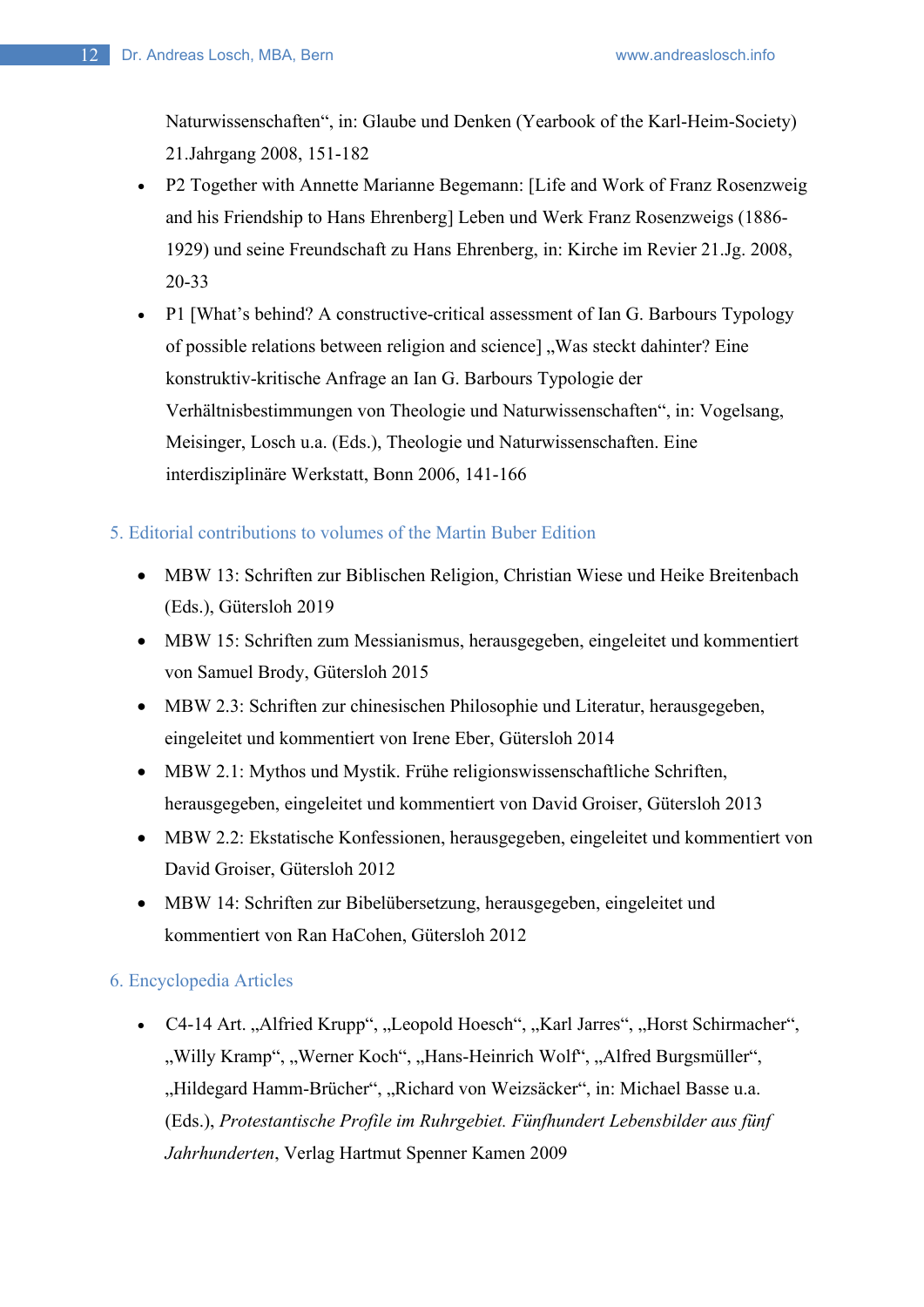Naturwissenschaften“, in: Glaube und Denken (Yearbook of the Karl-Heim-Society) 21.Jahrgang 2008, 151-182

- P2 Together with Annette Marianne Begemann: [Life and Work of Franz Rosenzweig and his Friendship to Hans Ehrenberg] Leben und Werk Franz Rosenzweigs (1886-1929) und seine Freundschaft zu Hans Ehrenberg, in: Kirche im Revier 21.Jg. 2008, 20-33
- P1 [What's behind? A constructive-critical assessment of Ian G. Barbours Typology of possible relations between religion and science] „Was steckt dahinter? Eine konstruktiv-kritische Anfrage an Ian G. Barbours Typologie der Verhältnisbestimmungen von Theologie und Naturwissenschaften“, in: Vogelsang, Meisinger, Losch u.a. (Eds.), Theologie und Naturwissenschaften. Eine interdisziplinäre Werkstatt, Bonn 2006, 141-166

## 5. Editorial contributions to volumes of the Martin Buber Edition

- MBW 13: Schriften zur Biblischen Religion, Christian Wiese und Heike Breitenbach (Eds.), Gütersloh 2019
- MBW 15: Schriften zum Messianismus, herausgegeben, eingeleitet und kommentiert von Samuel Brody, Gütersloh 2015
- MBW 2.3: Schriften zur chinesischen Philosophie und Literatur, herausgegeben, eingeleitet und kommentiert von Irene Eber, Gütersloh 2014
- MBW 2.1: Mythos und Mystik. Frühe religionswissenschaftliche Schriften, herausgegeben, eingeleitet und kommentiert von David Groiser, Gütersloh 2013
- MBW 2.2: Ekstatische Konfessionen, herausgegeben, eingeleitet und kommentiert von David Groiser, Gütersloh 2012
- MBW 14: Schriften zur Bibelübersetzung, herausgegeben, eingeleitet und kommentiert von Ran HaCohen, Gütersloh 2012

## 6. Encyclopedia Articles

- C4-14 Art. „Alfried Krupp“, „Leopold Hoesch“, „Karl Jarres“, „Horst Schirmacher“, „Willy Kramp“, „Werner Koch“, „Hans-Heinrich Wolf“, „Alfred Burgsmüller“, „Hildegard Hamm-Brücher“, „Richard von Weizsäcker“, in: Michael Basse u.a. (Eds.), *Protestantische Profile im Ruhrgebiet. Fünfhundert Lebensbilder aus fünf Jahrhunderten*, Verlag Hartmut Spenner Kamen 2009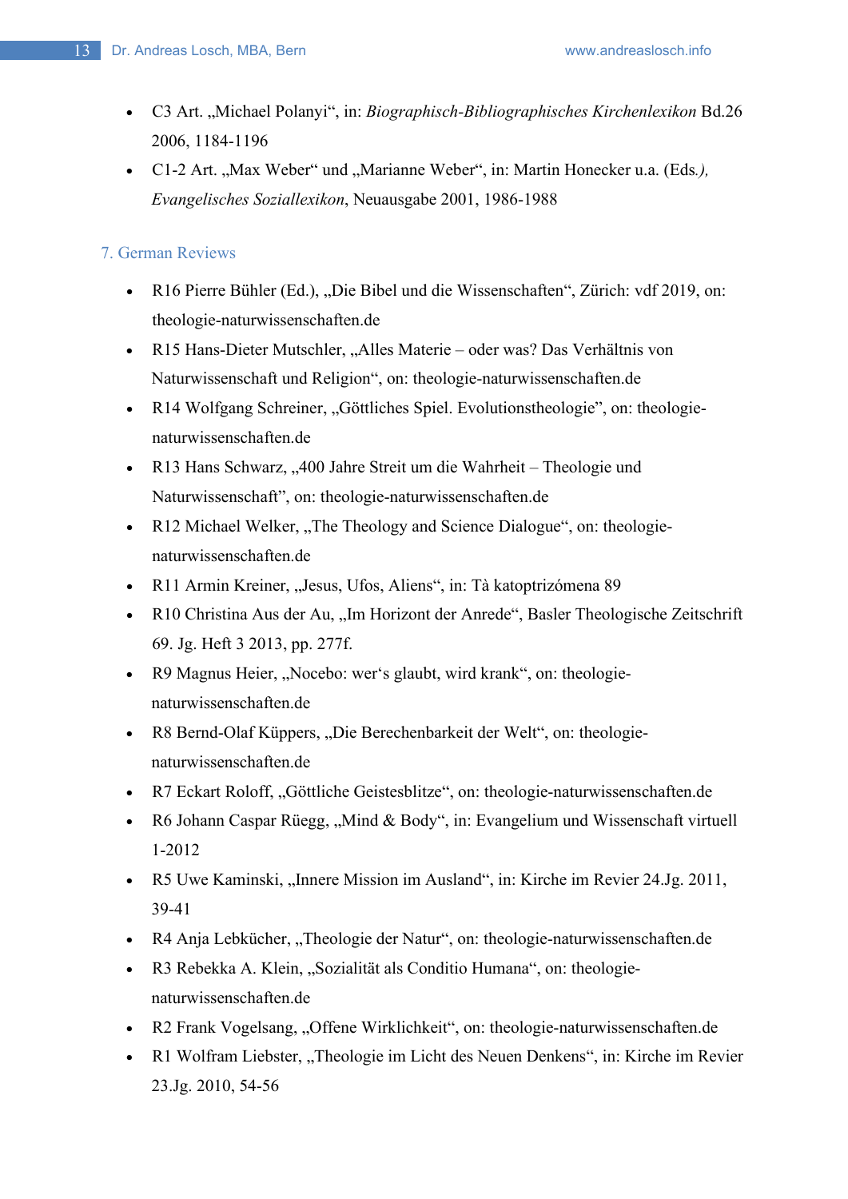- C3 Art. „Michael Polanyi“, in: *Biographisch-Bibliographisches Kirchenlexikon* Bd.26 2006, 1184-1196
- C1-2 Art. „Max Weber“ und „Marianne Weber“, in: Martin Honecker u.a. (Eds*.), Evangelisches Soziallexikon*, Neuausgabe 2001, 1986-1988

## 7. German Reviews

- R16 Pierre Bühler (Ed.), „Die Bibel und die Wissenschaften“, Zürich: vdf 2019, on: theologie-naturwissenschaften.de
- R15 Hans-Dieter Mutschler, „Alles Materie – oder was? Das Verhältnis von Naturwissenschaft und Religion“, on: theologie-naturwissenschaften.de
- R14 Wolfgang Schreiner, „Göttliches Spiel. Evolutionstheologie”, on: theologie-naturwissenschaften.de
- R13 Hans Schwarz, „400 Jahre Streit um die Wahrheit – Theologie und Naturwissenschaft”, on: theologie-naturwissenschaften.de
- R12 Michael Welker, „The Theology and Science Dialogue“, on: theologie-naturwissenschaften.de
- R11 Armin Kreiner, „Jesus, Ufos, Aliens“, in: Tà katoptrizómena 89
- R10 Christina Aus der Au, „Im Horizont der Anrede“, Basler Theologische Zeitschrift 69. Jg. Heft 3 2013, pp. 277f.
- R9 Magnus Heier, „Nocebo: wer‘s glaubt, wird krank“, on: theologie-naturwissenschaften.de
- R8 Bernd-Olaf Küppers, „Die Berechenbarkeit der Welt“, on: theologie-naturwissenschaften.de
- R7 Eckart Roloff, „Göttliche Geistesblitze“, on: theologie-naturwissenschaften.de
- R6 Johann Caspar Rüegg, „Mind & Body“, in: Evangelium und Wissenschaft virtuell 1-2012
- R5 Uwe Kaminski, „Innere Mission im Ausland“, in: Kirche im Revier 24.Jg. 2011, 39-41
- R4 Anja Lebkücher, „Theologie der Natur“, on: theologie-naturwissenschaften.de
- R3 Rebekka A. Klein, „Sozialität als Conditio Humana“, on: theologie-naturwissenschaften.de
- R2 Frank Vogelsang, „Offene Wirklichkeit“, on: theologie-naturwissenschaften.de
- R1 Wolfram Liebster, „Theologie im Licht des Neuen Denkens“, in: Kirche im Revier 23.Jg. 2010, 54-56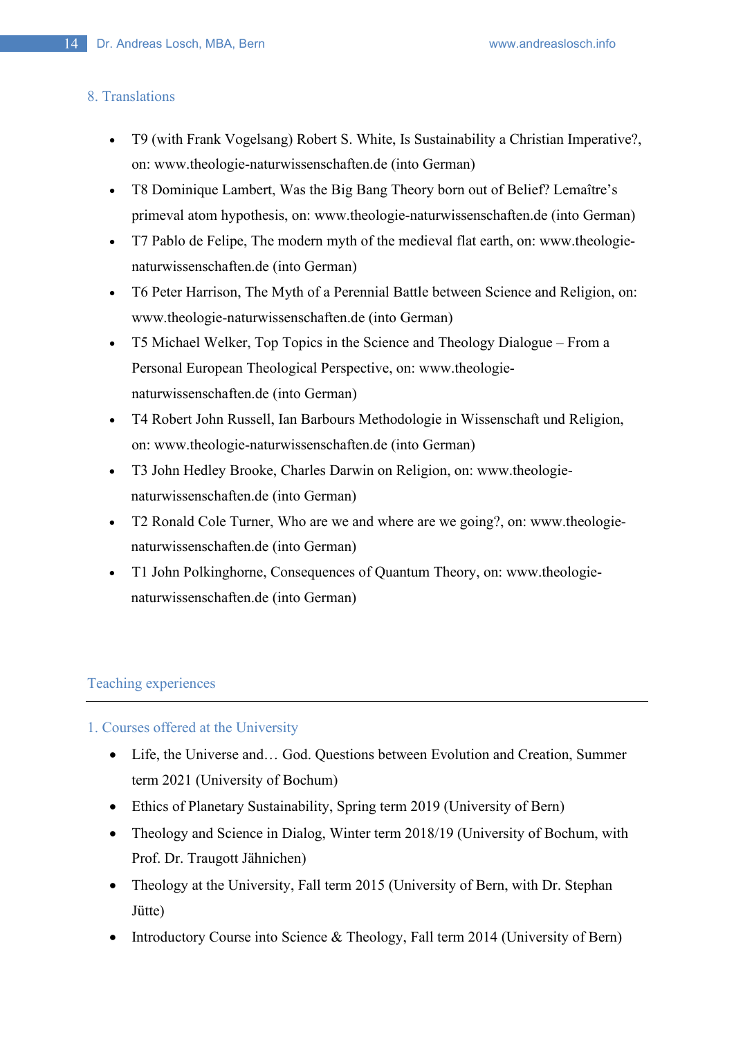### 8. Translations

- T9 (with Frank Vogelsang) Robert S. White, Is Sustainability a Christian Imperative?, on: www.theologie-naturwissenschaften.de (into German)
- T8 Dominique Lambert, Was the Big Bang Theory born out of Belief? Lemaître's primeval atom hypothesis, on: www.theologie-naturwissenschaften.de (into German)
- T7 Pablo de Felipe, The modern myth of the medieval flat earth, on: www.theologie-naturwissenschaften.de (into German)
- T6 Peter Harrison, The Myth of a Perennial Battle between Science and Religion, on: www.theologie-naturwissenschaften.de (into German)
- T5 Michael Welker, Top Topics in the Science and Theology Dialogue – From a Personal European Theological Perspective, on: www.theologie-naturwissenschaften.de (into German)
- T4 Robert John Russell, Ian Barbours Methodologie in Wissenschaft und Religion, on: www.theologie-naturwissenschaften.de (into German)
- T3 John Hedley Brooke, Charles Darwin on Religion, on: www.theologie-naturwissenschaften.de (into German)
- T2 Ronald Cole Turner, Who are we and where are we going?, on: www.theologie-naturwissenschaften.de (into German)
- T1 John Polkinghorne, Consequences of Quantum Theory, on: www.theologie-naturwissenschaften.de (into German)

## Teaching experiences

### 1. Courses offered at the University

- Life, the Universe and… God. Questions between Evolution and Creation, Summer term 2021 (University of Bochum)
- Ethics of Planetary Sustainability, Spring term 2019 (University of Bern)
- Theology and Science in Dialog, Winter term 2018/19 (University of Bochum, with Prof. Dr. Traugott Jähnichen)
- Theology at the University, Fall term 2015 (University of Bern, with Dr. Stephan Jütte)
- Introductory Course into Science & Theology, Fall term 2014 (University of Bern)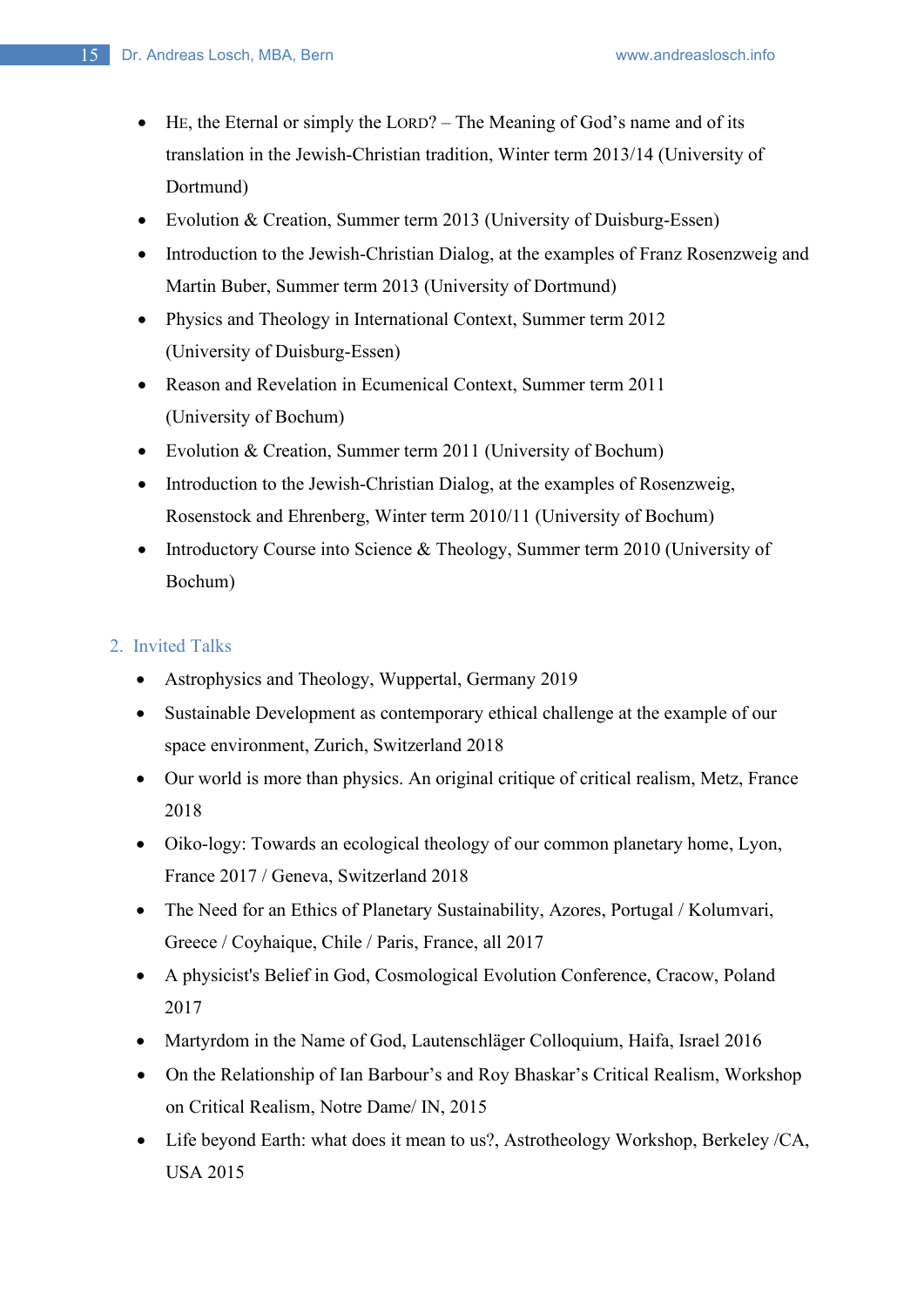- HE, the Eternal or simply the LORD? – The Meaning of God's name and of its translation in the Jewish-Christian tradition, Winter term 2013/14 (University of Dortmund)
- Evolution & Creation, Summer term 2013 (University of Duisburg-Essen)
- Introduction to the Jewish-Christian Dialog, at the examples of Franz Rosenzweig and Martin Buber, Summer term 2013 (University of Dortmund)
- Physics and Theology in International Context, Summer term 2012 (University of Duisburg-Essen)
- Reason and Revelation in Ecumenical Context, Summer term 2011 (University of Bochum)
- Evolution & Creation, Summer term 2011 (University of Bochum)
- Introduction to the Jewish-Christian Dialog, at the examples of Rosenzweig, Rosenstock and Ehrenberg, Winter term 2010/11 (University of Bochum)
- Introductory Course into Science & Theology, Summer term 2010 (University of Bochum)

## 2. Invited Talks

- Astrophysics and Theology, Wuppertal, Germany 2019
- Sustainable Development as contemporary ethical challenge at the example of our space environment, Zurich, Switzerland 2018
- Our world is more than physics. An original critique of critical realism, Metz, France 2018
- Oiko-logy: Towards an ecological theology of our common planetary home, Lyon, France 2017 / Geneva, Switzerland 2018
- The Need for an Ethics of Planetary Sustainability, Azores, Portugal / Kolumvari, Greece / Coyhaique, Chile / Paris, France, all 2017
- A physicist's Belief in God, Cosmological Evolution Conference, Cracow, Poland 2017
- Martyrdom in the Name of God, Lautenschläger Colloquium, Haifa, Israel 2016
- On the Relationship of Ian Barbour's and Roy Bhaskar's Critical Realism, Workshop on Critical Realism, Notre Dame/ IN, 2015
- Life beyond Earth: what does it mean to us?, Astrotheology Workshop, Berkeley /CA, USA 2015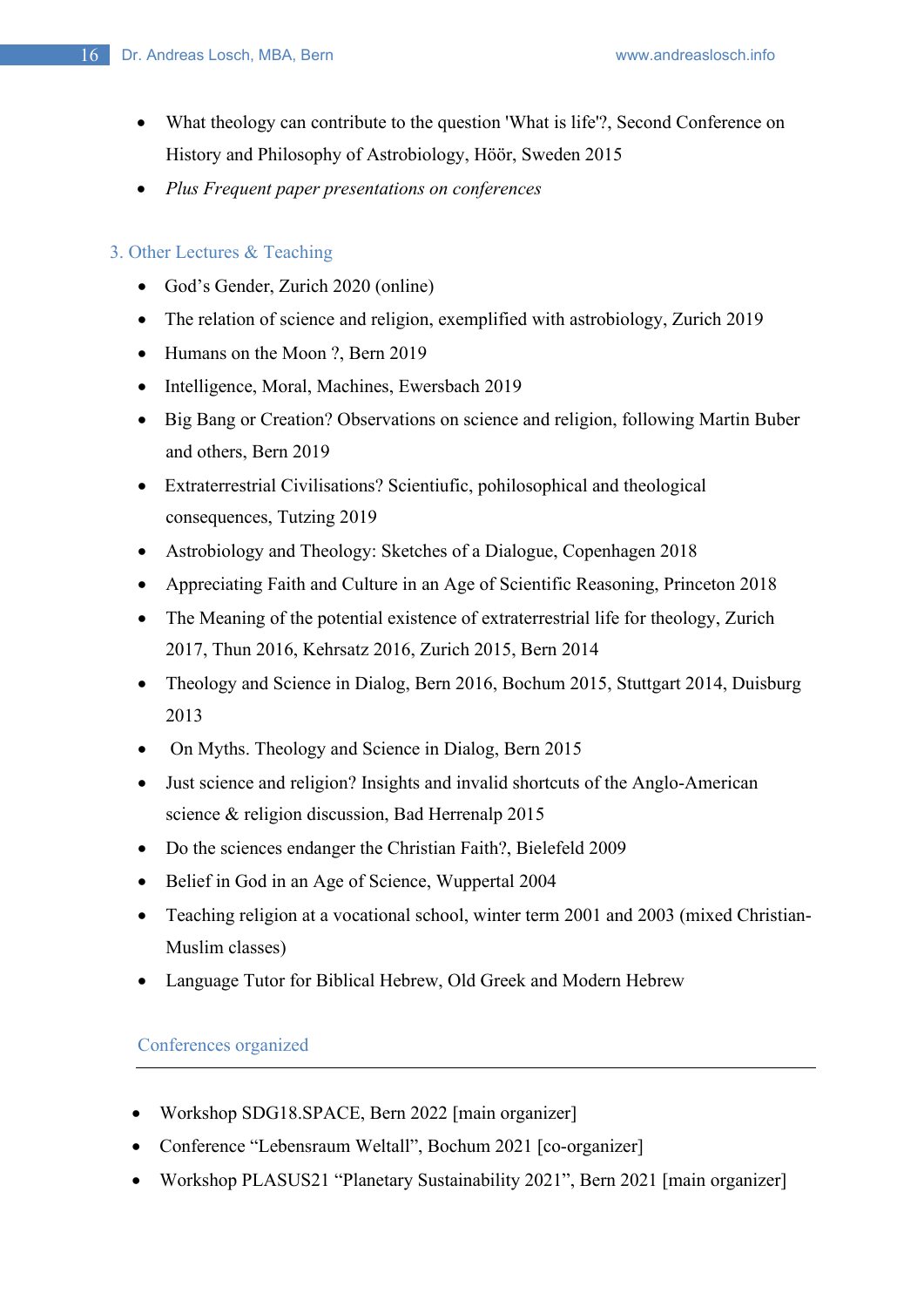- What theology can contribute to the question 'What is life'?, Second Conference on History and Philosophy of Astrobiology, Höör, Sweden 2015
- *Plus Frequent paper presentations on conferences*

### 3. Other Lectures & Teaching

- God's Gender, Zurich 2020 (online)
- The relation of science and religion, exemplified with astrobiology, Zurich 2019
- Humans on the Moon ?, Bern 2019
- Intelligence, Moral, Machines, Ewersbach 2019
- Big Bang or Creation? Observations on science and religion, following Martin Buber and others, Bern 2019
- Extraterrestrial Civilisations? Scientiufic, pohilosophical and theological consequences, Tutzing 2019
- Astrobiology and Theology: Sketches of a Dialogue, Copenhagen 2018
- Appreciating Faith and Culture in an Age of Scientific Reasoning, Princeton 2018
- The Meaning of the potential existence of extraterrestrial life for theology, Zurich 2017, Thun 2016, Kehrsatz 2016, Zurich 2015, Bern 2014
- Theology and Science in Dialog, Bern 2016, Bochum 2015, Stuttgart 2014, Duisburg 2013
- On Myths. Theology and Science in Dialog, Bern 2015
- Just science and religion? Insights and invalid shortcuts of the Anglo-American science & religion discussion, Bad Herrenalp 2015
- Do the sciences endanger the Christian Faith?, Bielefeld 2009
- Belief in God in an Age of Science, Wuppertal 2004
- Teaching religion at a vocational school, winter term 2001 and 2003 (mixed Christian-Muslim classes)
- Language Tutor for Biblical Hebrew, Old Greek and Modern Hebrew

## Conferences organized

- Workshop SDG18.SPACE, Bern 2022 [main organizer]
- Conference "Lebensraum Weltall", Bochum 2021 [co-organizer]
- Workshop PLASUS21 "Planetary Sustainability 2021", Bern 2021 [main organizer]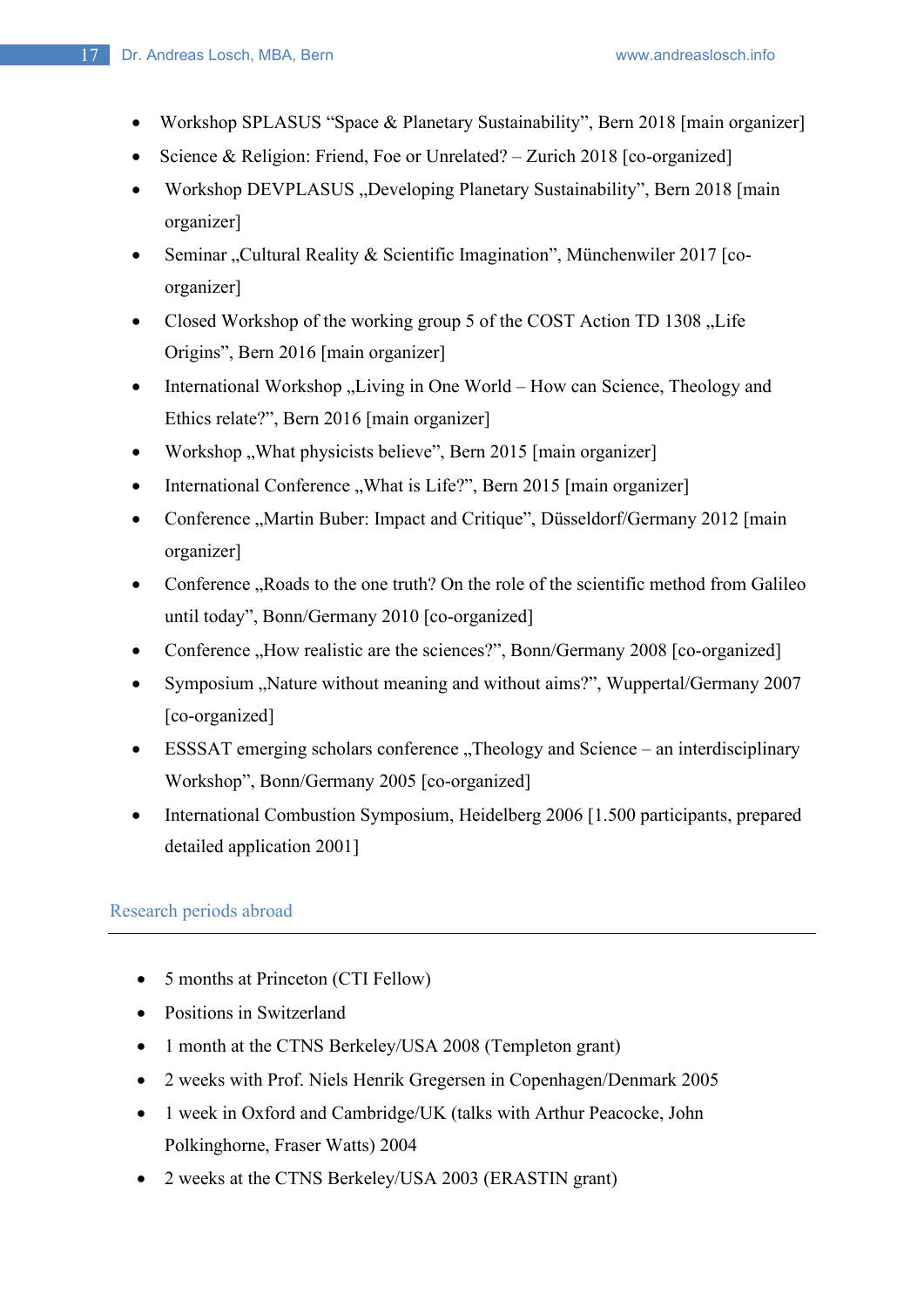- Workshop SPLASUS “Space & Planetary Sustainability”, Bern 2018 [main organizer]
- Science & Religion: Friend, Foe or Unrelated? – Zurich 2018 [co-organized]
- Workshop DEVPLASUS „Developing Planetary Sustainability”, Bern 2018 [main organizer]
- Seminar „Cultural Reality & Scientific Imagination”, Münchenwiler 2017 [co-organizer]
- Closed Workshop of the working group 5 of the COST Action TD 1308 „Life Origins”, Bern 2016 [main organizer]
- International Workshop „Living in One World – How can Science, Theology and Ethics relate?”, Bern 2016 [main organizer]
- Workshop „What physicists believe”, Bern 2015 [main organizer]
- International Conference „What is Life?”, Bern 2015 [main organizer]
- Conference „Martin Buber: Impact and Critique”, Düsseldorf/Germany 2012 [main organizer]
- Conference „Roads to the one truth? On the role of the scientific method from Galileo until today”, Bonn/Germany 2010 [co-organized]
- Conference „How realistic are the sciences?”, Bonn/Germany 2008 [co-organized]
- Symposium „Nature without meaning and without aims?”, Wuppertal/Germany 2007 [co-organized]
- ESSSAT emerging scholars conference „Theology and Science – an interdisciplinary Workshop”, Bonn/Germany 2005 [co-organized]
- International Combustion Symposium, Heidelberg 2006 [1.500 participants, prepared detailed application 2001]

## Research periods abroad

- 5 months at Princeton (CTI Fellow)
- Positions in Switzerland
- 1 month at the CTNS Berkeley/USA 2008 (Templeton grant)
- 2 weeks with Prof. Niels Henrik Gregersen in Copenhagen/Denmark 2005
- 1 week in Oxford and Cambridge/UK (talks with Arthur Peacocke, John Polkinghorne, Fraser Watts) 2004
- 2 weeks at the CTNS Berkeley/USA 2003 (ERASTIN grant)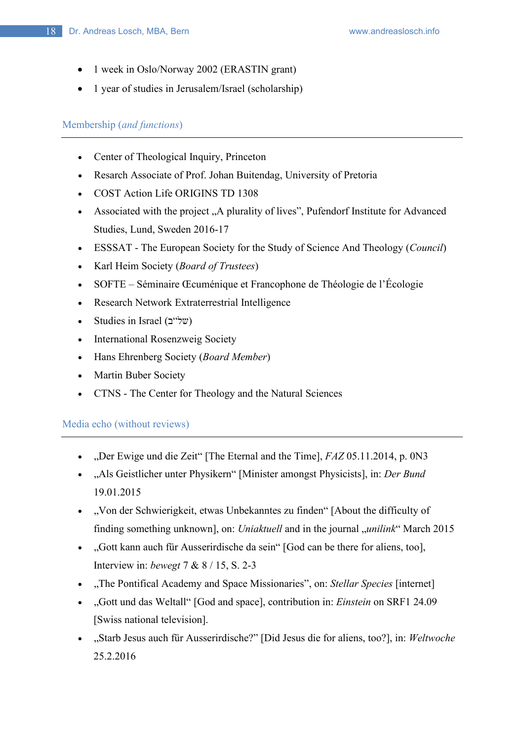- 1 week in Oslo/Norway 2002 (ERASTIN grant)
- 1 year of studies in Jerusalem/Israel (scholarship)

## Membership (*and functions*)

- Center of Theological Inquiry, Princeton
- Resarch Associate of Prof. Johan Buitendag, University of Pretoria
- COST Action Life ORIGINS TD 1308
- Associated with the project „A plurality of lives", Pufendorf Institute for Advanced Studies, Lund, Sweden 2016-17
- ESSSAT - The European Society for the Study of Science And Theology (*Council*)
- Karl Heim Society (*Board of Trustees*)
- SOFTE – Séminaire Œcuménique et Francophone de Théologie de l'Écologie
- Research Network Extraterrestrial Intelligence
- Studies in Israel (של"ב)
- International Rosenzweig Society
- Hans Ehrenberg Society (*Board Member*)
- Martin Buber Society
- CTNS - The Center for Theology and the Natural Sciences

## Media echo (without reviews)

- „Der Ewige und die Zeit" [The Eternal and the Time], *FAZ* 05.11.2014, p. 0N3
- „Als Geistlicher unter Physikern" [Minister amongst Physicists], in: *Der Bund* 19.01.2015
- „Von der Schwierigkeit, etwas Unbekanntes zu finden" [About the difficulty of finding something unknown], on: *Uniaktuell* and in the journal „*unilink*" March 2015
- „Gott kann auch für Ausserirdische da sein" [God can be there for aliens, too], Interview in: *bewegt* 7 & 8 / 15, S. 2-3
- „The Pontifical Academy and Space Missionaries", on: *Stellar Species* [internet]
- „Gott und das Weltall" [God and space], contribution in: *Einstein* on SRF1 24.09 [Swiss national television].
- „Starb Jesus auch für Ausserirdische?" [Did Jesus die for aliens, too?], in: *Weltwoche* 25.2.2016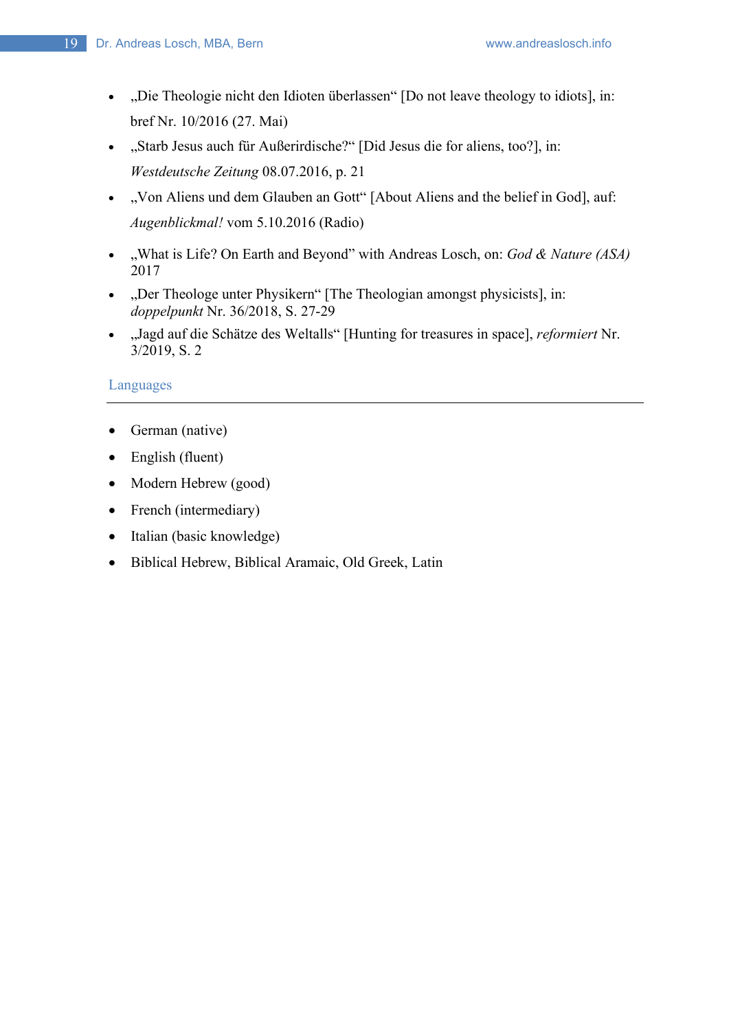- „Die Theologie nicht den Idioten überlassen“ [Do not leave theology to idiots], in: bref Nr. 10/2016 (27. Mai)
- „Starb Jesus auch für Außerirdische?“ [Did Jesus die for aliens, too?], in: *Westdeutsche Zeitung* 08.07.2016, p. 21
- „Von Aliens und dem Glauben an Gott“ [About Aliens and the belief in God], auf: *Augenblickmal!* vom 5.10.2016 (Radio)
- „What is Life? On Earth and Beyond” with Andreas Losch, on: *God & Nature (ASA)* 2017
- „Der Theologe unter Physikern“ [The Theologian amongst physicists], in: *doppelpunkt* Nr. 36/2018, S. 27-29
- „Jagd auf die Schätze des Weltalls“ [Hunting for treasures in space], *reformiert* Nr. 3/2019, S. 2

## Languages

- German (native)
- English (fluent)
- Modern Hebrew (good)
- French (intermediary)
- Italian (basic knowledge)
- Biblical Hebrew, Biblical Aramaic, Old Greek, Latin